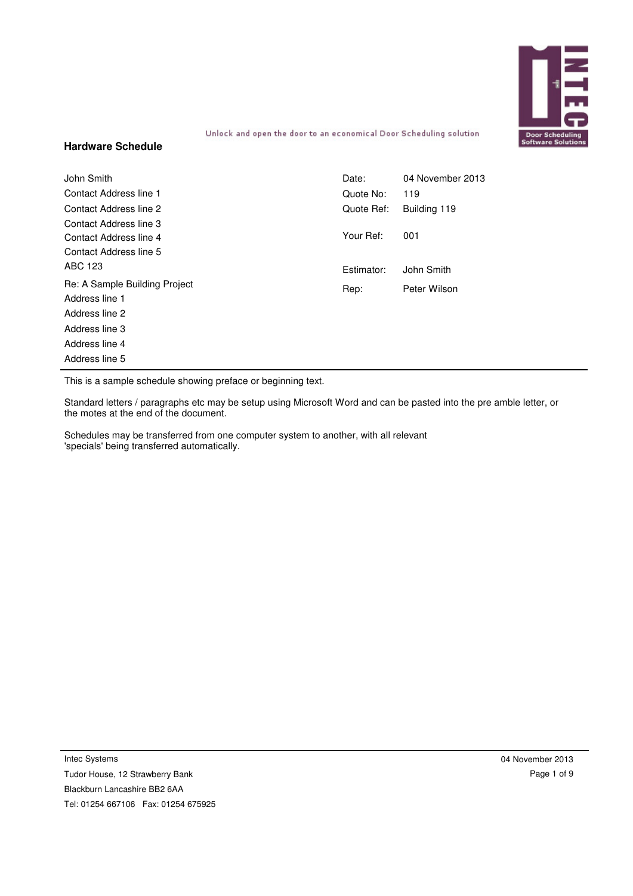Unlock and open the door to an economical Door Scheduling solution

## Hardware Schedule

| | | | |
|---|---|---|---|
| John Smith | | Date: | 04 November 2013 |
| Contact Address line 1 | | Quote No: | 119 |
| Contact Address line 2 | | Quote Ref: | Building 119 |
| Contact Address line 3 | | | |
| Contact Address line 4 | | Your Ref: | 001 |
| Contact Address line 5 | | | |
| ABC 123 | | Estimator: | John Smith |
| Re: A Sample Building Project | | Rep: | Peter Wilson |
| Address line 1 | | | |
| Address line 2 | | | |
| Address line 3 | | | |
| Address line 4 | | | |
| Address line 5 | | | |

---

This is a sample schedule showing preface or beginning text.

Standard letters / paragraphs etc may be setup using Microsoft Word and can be pasted into the pre amble letter, or the motes at the end of the document.

Schedules may be transferred from one computer system to another, with all relevant 'specials' being transferred automatically.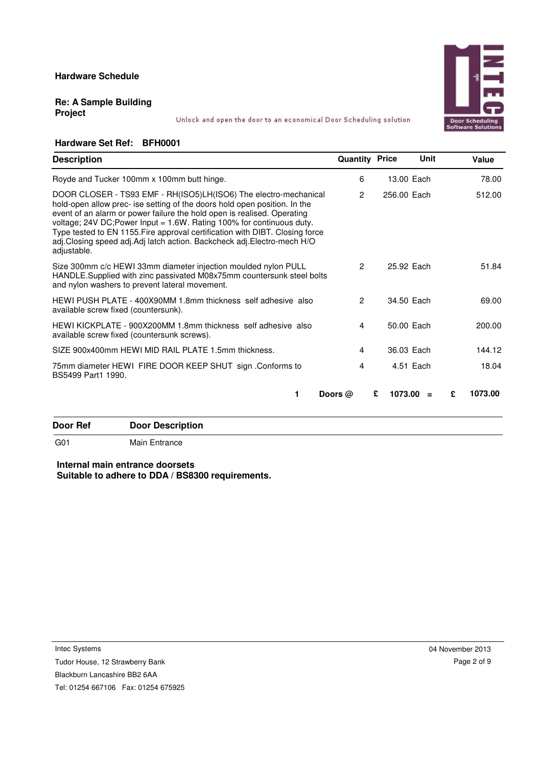**Hardware Schedule**

**Re: A Sample Building Project**

Unlock and open the door to an economical Door Scheduling solution

INTEC Door Scheduling Software Solutions

**Hardware Set Ref: BFH0001**

| Description | Quantity | Price | Unit | Value |
|---|---|---|---|---|
| Royde and Tucker 100mm x 100mm butt hinge. | 6 | 13.00 | Each | 78.00 |
| DOOR CLOSER - TS93 EMF - RH(ISO5)LH(ISO6) The electro-mechanical hold-open allow prec- ise setting of the doors hold open position. In the event of an alarm or power failure the hold open is realised. Operating voltage; 24V DC;Power Input = 1.6W. Rating 100% for continuous duty. Type tested to EN 1155.Fire approval certification with DIBT. Closing force adj.Closing speed adj.Adj latch action. Backcheck adj.Electro-mech H/O adjustable. | 2 | 256.00 | Each | 512.00 |
| Size 300mm c/c HEWI 33mm diameter injection moulded nylon PULL HANDLE.Supplied with zinc passivated M08x75mm countersunk steel bolts and nylon washers to prevent lateral movement. | 2 | 25.92 | Each | 51.84 |
| HEWI PUSH PLATE - 400X90MM 1.8mm thickness self adhesive also available screw fixed (countersunk). | 2 | 34.50 | Each | 69.00 |
| HEWI KICKPLATE - 900X200MM 1.8mm thickness self adhesive also available screw fixed (countersunk screws). | 4 | 50.00 | Each | 200.00 |
| SIZE 900x400mm HEWI MID RAIL PLATE 1.5mm thickness. | 4 | 36.03 | Each | 144.12 |
| 75mm diameter HEWI FIRE DOOR KEEP SHUT sign .Conforms to BS5499 Part1 1990. | 4 | 4.51 | Each | 18.04 |

**1 Doors @ £ 1073.00 = £ 1073.00**

| Door Ref | Door Description |
|---|---|
| G01 | Main Entrance |

**Internal main entrance doorsets**
**Suitable to adhere to DDA / BS8300 requirements.**

Intec Systems
Tudor House, 12 Strawberry Bank
Blackburn Lancashire BB2 6AA
Tel: 01254 667106 Fax: 01254 675925

04 November 2013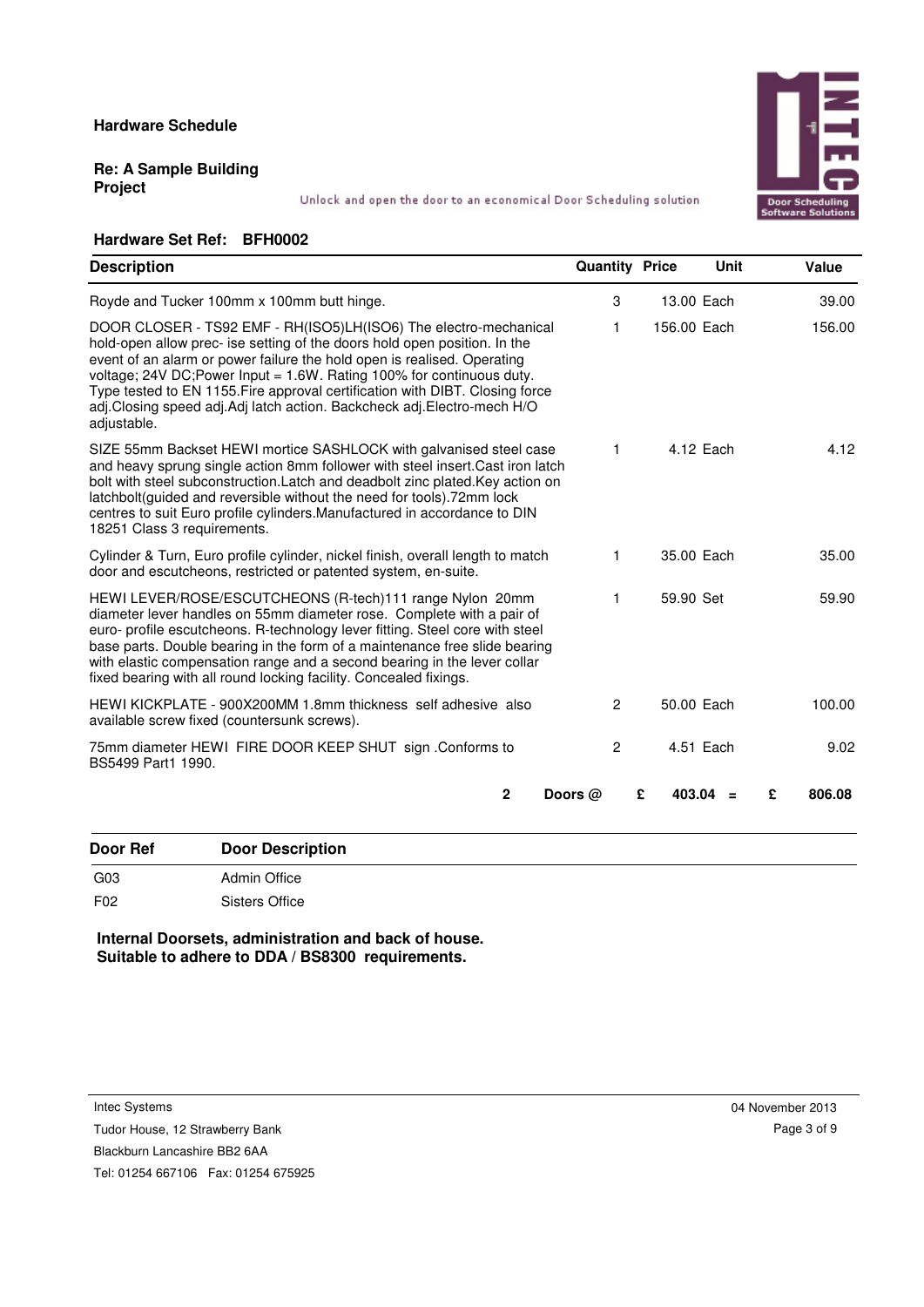**Hardware Schedule**

**Re: A Sample Building Project**

Unlock and open the door to an economical Door Scheduling solution

**Hardware Set Ref: BFH0002**

| Description | Quantity | Price | Unit | Value |
|---|---|---|---|---|
| Royde and Tucker 100mm x 100mm butt hinge. | 3 | 13.00 | Each | 39.00 |
| DOOR CLOSER - TS92 EMF - RH(ISO5)LH(ISO6) The electro-mechanical hold-open allow prec- ise setting of the doors hold open position. In the event of an alarm or power failure the hold open is realised. Operating voltage; 24V DC;Power Input = 1.6W. Rating 100% for continuous duty. Type tested to EN 1155.Fire approval certification with DIBT. Closing force adj.Closing speed adj.Adj latch action. Backcheck adj.Electro-mech H/O adjustable. | 1 | 156.00 | Each | 156.00 |
| SIZE 55mm Backset HEWI mortice SASHLOCK with galvanised steel case and heavy sprung single action 8mm follower with steel insert.Cast iron latch bolt with steel subconstruction.Latch and deadbolt zinc plated.Key action on latchbolt(guided and reversible without the need for tools).72mm lock centres to suit Euro profile cylinders.Manufactured in accordance to DIN 18251 Class 3 requirements. | 1 | 4.12 | Each | 4.12 |
| Cylinder & Turn, Euro profile cylinder, nickel finish, overall length to match door and escutcheons, restricted or patented system, en-suite. | 1 | 35.00 | Each | 35.00 |
| HEWI LEVER/ROSE/ESCUTCHEONS (R-tech)111 range Nylon 20mm diameter lever handles on 55mm diameter rose. Complete with a pair of euro- profile escutcheons. R-technology lever fitting. Steel core with steel base parts. Double bearing in the form of a maintenance free slide bearing with elastic compensation range and a second bearing in the lever collar fixed bearing with all round locking facility. Concealed fixings. | 1 | 59.90 | Set | 59.90 |
| HEWI KICKPLATE - 900X200MM 1.8mm thickness self adhesive also available screw fixed (countersunk screws). | 2 | 50.00 | Each | 100.00 |
| 75mm diameter HEWI FIRE DOOR KEEP SHUT sign .Conforms to BS5499 Part1 1990. | 2 | 4.51 | Each | 9.02 |
| **2 Doors @** | | **£ 403.04** | **=** | **£ 806.08** |

| Door Ref | Door Description |
|---|---|
| G03 | Admin Office |
| F02 | Sisters Office |

**Internal Doorsets, administration and back of house.**
**Suitable to adhere to DDA / BS8300 requirements.**

Intec Systems
Tudor House, 12 Strawberry Bank
Blackburn Lancashire BB2 6AA
Tel: 01254 667106 Fax: 01254 675925

04 November 2013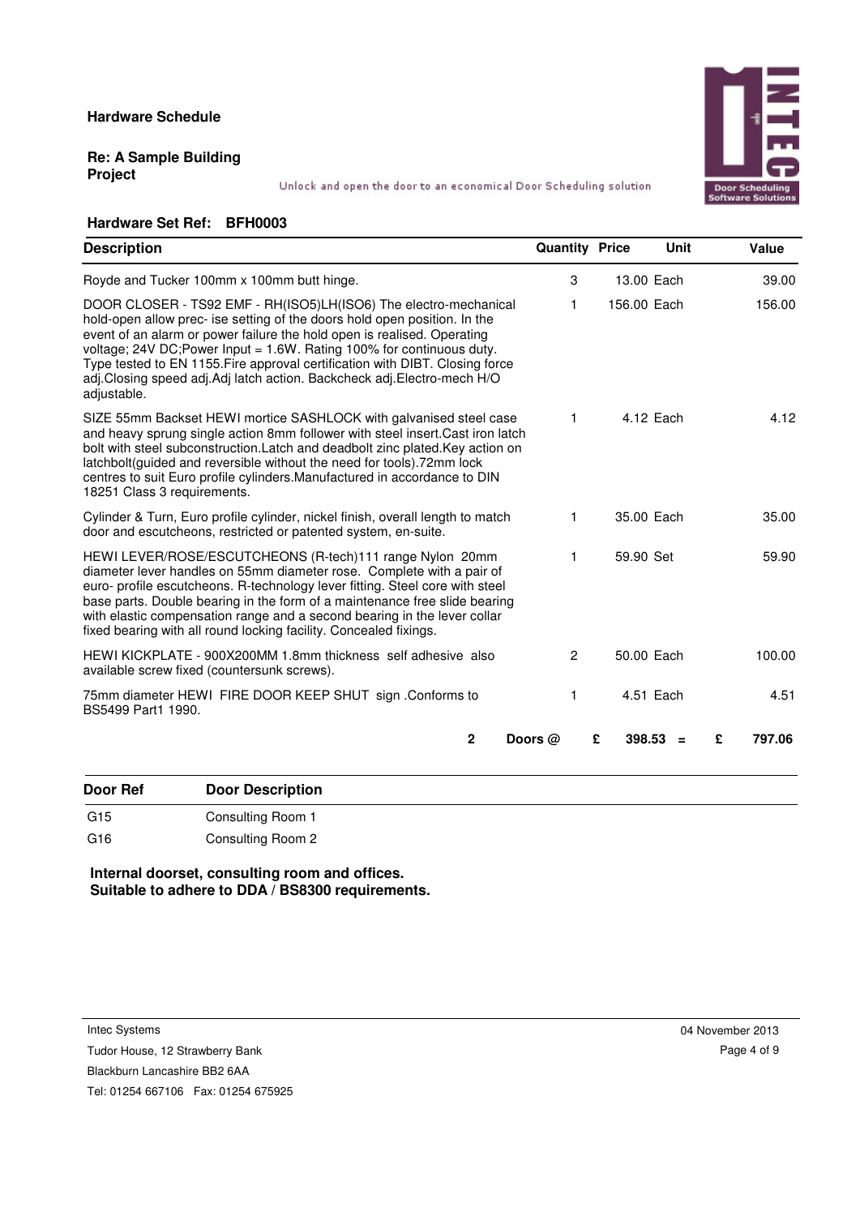**Hardware Schedule**

**Re: A Sample Building Project**

Unlock and open the door to an economical Door Scheduling solution

**Hardware Set Ref: BFH0003**

| Description | Quantity | Price | Unit | Value |
|---|---|---|---|---|
| Royde and Tucker 100mm x 100mm butt hinge. | 3 | 13.00 | Each | 39.00 |
| DOOR CLOSER - TS92 EMF - RH(ISO5)LH(ISO6) The electro-mechanical hold-open allow prec- ise setting of the doors hold open position. In the event of an alarm or power failure the hold open is realised. Operating voltage; 24V DC;Power Input = 1.6W. Rating 100% for continuous duty. Type tested to EN 1155.Fire approval certification with DIBT. Closing force adj.Closing speed adj.Adj latch action. Backcheck adj.Electro-mech H/O adjustable. | 1 | 156.00 | Each | 156.00 |
| SIZE 55mm Backset HEWI mortice SASHLOCK with galvanised steel case and heavy sprung single action 8mm follower with steel insert.Cast iron latch bolt with steel subconstruction.Latch and deadbolt zinc plated.Key action on latchbolt(guided and reversible without the need for tools).72mm lock centres to suit Euro profile cylinders.Manufactured in accordance to DIN 18251 Class 3 requirements. | 1 | 4.12 | Each | 4.12 |
| Cylinder & Turn, Euro profile cylinder, nickel finish, overall length to match door and escutcheons, restricted or patented system, en-suite. | 1 | 35.00 | Each | 35.00 |
| HEWI LEVER/ROSE/ESCUTCHEONS (R-tech)111 range Nylon 20mm diameter lever handles on 55mm diameter rose. Complete with a pair of euro- profile escutcheons. R-technology lever fitting. Steel core with steel base parts. Double bearing in the form of a maintenance free slide bearing with elastic compensation range and a second bearing in the lever collar fixed bearing with all round locking facility. Concealed fixings. | 1 | 59.90 | Set | 59.90 |
| HEWI KICKPLATE - 900X200MM 1.8mm thickness self adhesive also available screw fixed (countersunk screws). | 2 | 50.00 | Each | 100.00 |
| 75mm diameter HEWI FIRE DOOR KEEP SHUT sign .Conforms to BS5499 Part1 1990. | 1 | 4.51 | Each | 4.51 |
| **2** | **Doors @** | **£ 398.53** | **=** | **£ 797.06** |

| Door Ref | Door Description |
|---|---|
| G15 | Consulting Room 1 |
| G16 | Consulting Room 2 |

**Internal doorset, consulting room and offices.**
**Suitable to adhere to DDA / BS8300 requirements.**

Intec Systems
Tudor House, 12 Strawberry Bank
Blackburn Lancashire BB2 6AA
Tel: 01254 667106 Fax: 01254 675925

04 November 2013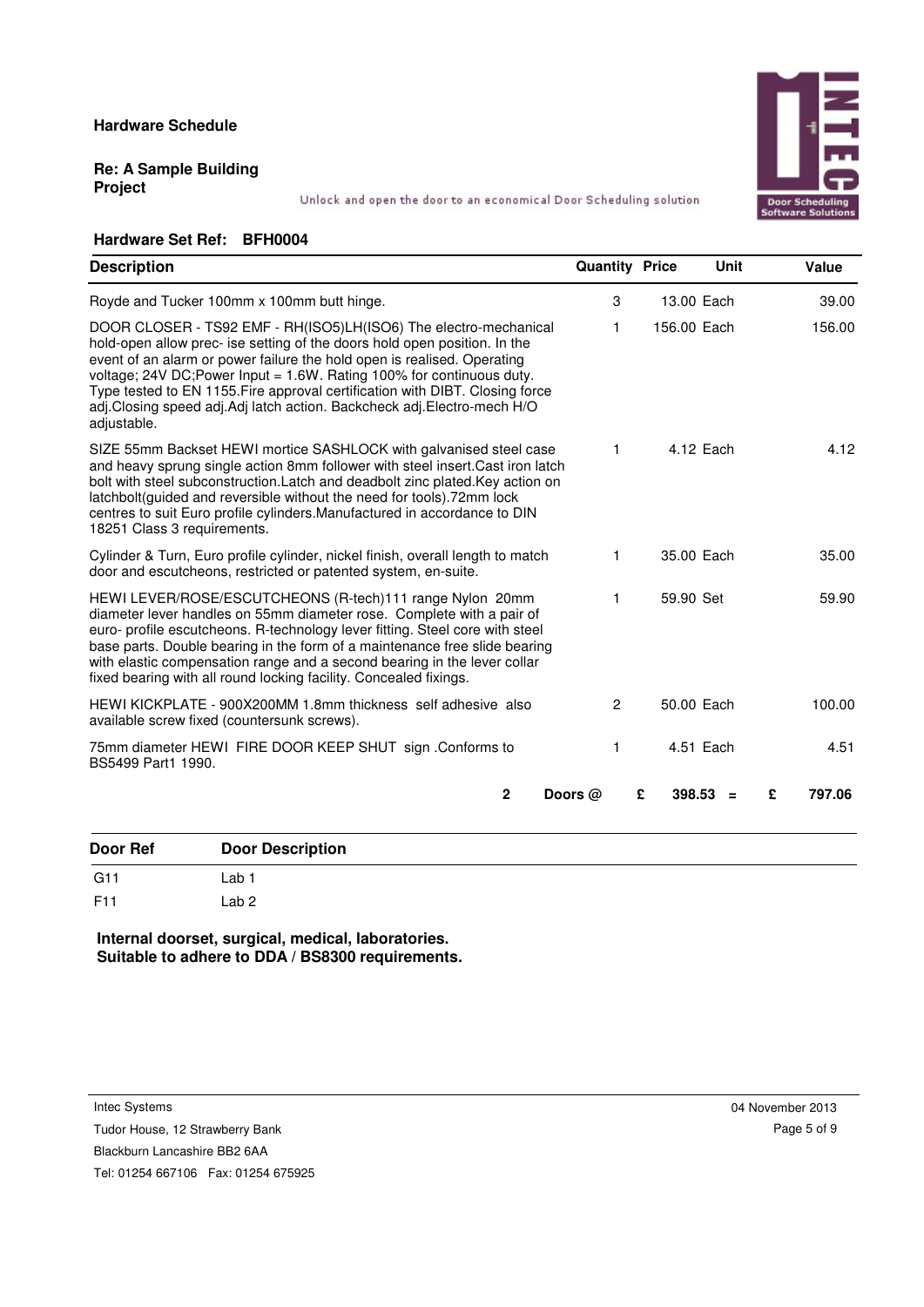**Hardware Schedule**

**Re: A Sample Building Project**

Unlock and open the door to an economical Door Scheduling solution

**Hardware Set Ref: BFH0004**

| Description | Quantity | Price | Unit | Value |
|---|---|---|---|---|
| Royde and Tucker 100mm x 100mm butt hinge. | 3 | 13.00 | Each | 39.00 |
| DOOR CLOSER - TS92 EMF - RH(ISO5)LH(ISO6) The electro-mechanical hold-open allow prec- ise setting of the doors hold open position. In the event of an alarm or power failure the hold open is realised. Operating voltage; 24V DC;Power Input = 1.6W. Rating 100% for continuous duty. Type tested to EN 1155.Fire approval certification with DIBT. Closing force adj.Closing speed adj.Adj latch action. Backcheck adj.Electro-mech H/O adjustable. | 1 | 156.00 | Each | 156.00 |
| SIZE 55mm Backset HEWI mortice SASHLOCK with galvanised steel case and heavy sprung single action 8mm follower with steel insert.Cast iron latch bolt with steel subconstruction.Latch and deadbolt zinc plated.Key action on latchbolt(guided and reversible without the need for tools).72mm lock centres to suit Euro profile cylinders.Manufactured in accordance to DIN 18251 Class 3 requirements. | 1 | 4.12 | Each | 4.12 |
| Cylinder & Turn, Euro profile cylinder, nickel finish, overall length to match door and escutcheons, restricted or patented system, en-suite. | 1 | 35.00 | Each | 35.00 |
| HEWI LEVER/ROSE/ESCUTCHEONS (R-tech)111 range Nylon 20mm diameter lever handles on 55mm diameter rose. Complete with a pair of euro- profile escutcheons. R-technology lever fitting. Steel core with steel base parts. Double bearing in the form of a maintenance free slide bearing with elastic compensation range and a second bearing in the lever collar fixed bearing with all round locking facility. Concealed fixings. | 1 | 59.90 | Set | 59.90 |
| HEWI KICKPLATE - 900X200MM 1.8mm thickness self adhesive also available screw fixed (countersunk screws). | 2 | 50.00 | Each | 100.00 |
| 75mm diameter HEWI FIRE DOOR KEEP SHUT sign .Conforms to BS5499 Part1 1990. | 1 | 4.51 | Each | 4.51 |
| **2 Doors @** | | **£ 398.53** | **=** | **£ 797.06** |

| Door Ref | Door Description |
|---|---|
| G11 | Lab 1 |
| F11 | Lab 2 |

**Internal doorset, surgical, medical, laboratories.**
**Suitable to adhere to DDA / BS8300 requirements.**

Intec Systems
Tudor House, 12 Strawberry Bank
Blackburn Lancashire BB2 6AA
Tel: 01254 667106 Fax: 01254 675925

04 November 2013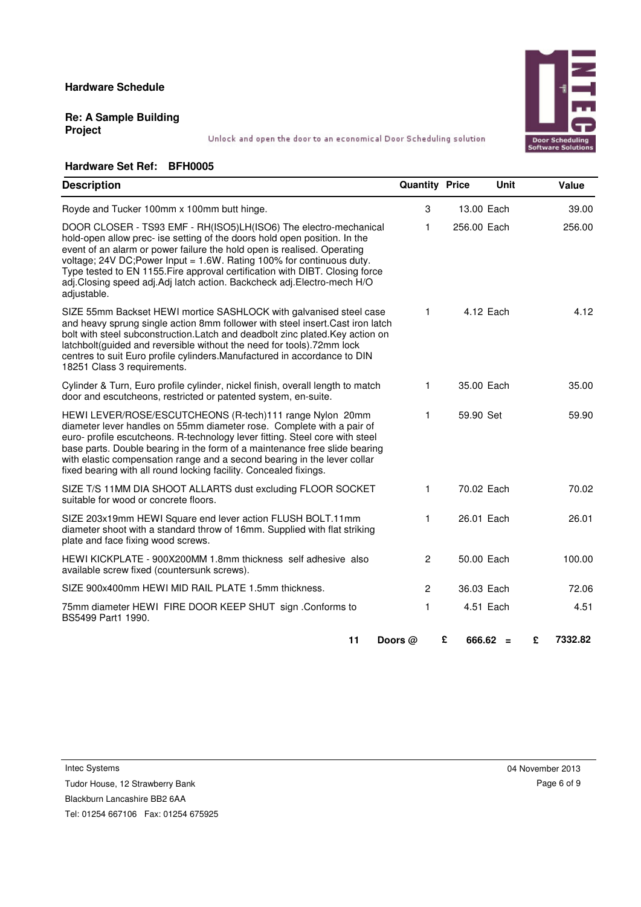**Hardware Schedule**

**Re: A Sample Building Project**

Unlock and open the door to an economical Door Scheduling solution

**Hardware Set Ref: BFH0005**

| Description | Quantity | Price | Unit | Value |
|---|---|---|---|---|
| Royde and Tucker 100mm x 100mm butt hinge. | 3 | 13.00 | Each | 39.00 |
| DOOR CLOSER - TS93 EMF - RH(ISO5)LH(ISO6) The electro-mechanical hold-open allow prec- ise setting of the doors hold open position. In the event of an alarm or power failure the hold open is realised. Operating voltage; 24V DC;Power Input = 1.6W. Rating 100% for continuous duty. Type tested to EN 1155.Fire approval certification with DIBT. Closing force adj.Closing speed adj.Adj latch action. Backcheck adj.Electro-mech H/O adjustable. | 1 | 256.00 | Each | 256.00 |
| SIZE 55mm Backset HEWI mortice SASHLOCK with galvanised steel case and heavy sprung single action 8mm follower with steel insert.Cast iron latch bolt with steel subconstruction.Latch and deadbolt zinc plated.Key action on latchbolt(guided and reversible without the need for tools).72mm lock centres to suit Euro profile cylinders.Manufactured in accordance to DIN 18251 Class 3 requirements. | 1 | 4.12 | Each | 4.12 |
| Cylinder & Turn, Euro profile cylinder, nickel finish, overall length to match door and escutcheons, restricted or patented system, en-suite. | 1 | 35.00 | Each | 35.00 |
| HEWI LEVER/ROSE/ESCUTCHEONS (R-tech)111 range Nylon 20mm diameter lever handles on 55mm diameter rose. Complete with a pair of euro- profile escutcheons. R-technology lever fitting. Steel core with steel base parts. Double bearing in the form of a maintenance free slide bearing with elastic compensation range and a second bearing in the lever collar fixed bearing with all round locking facility. Concealed fixings. | 1 | 59.90 | Set | 59.90 |
| SIZE T/S 11MM DIA SHOOT ALLARTS dust excluding FLOOR SOCKET suitable for wood or concrete floors. | 1 | 70.02 | Each | 70.02 |
| SIZE 203x19mm HEWI Square end lever action FLUSH BOLT.11mm diameter shoot with a standard throw of 16mm. Supplied with flat striking plate and face fixing wood screws. | 1 | 26.01 | Each | 26.01 |
| HEWI KICKPLATE - 900X200MM 1.8mm thickness self adhesive also available screw fixed (countersunk screws). | 2 | 50.00 | Each | 100.00 |
| SIZE 900x400mm HEWI MID RAIL PLATE 1.5mm thickness. | 2 | 36.03 | Each | 72.06 |
| 75mm diameter HEWI FIRE DOOR KEEP SHUT sign .Conforms to BS5499 Part1 1990. | 1 | 4.51 | Each | 4.51 |

**11 Doors @ £ 666.62 = £ 7332.82**

Intec Systems
Tudor House, 12 Strawberry Bank
Blackburn Lancashire BB2 6AA
Tel: 01254 667106 Fax: 01254 675925

04 November 2013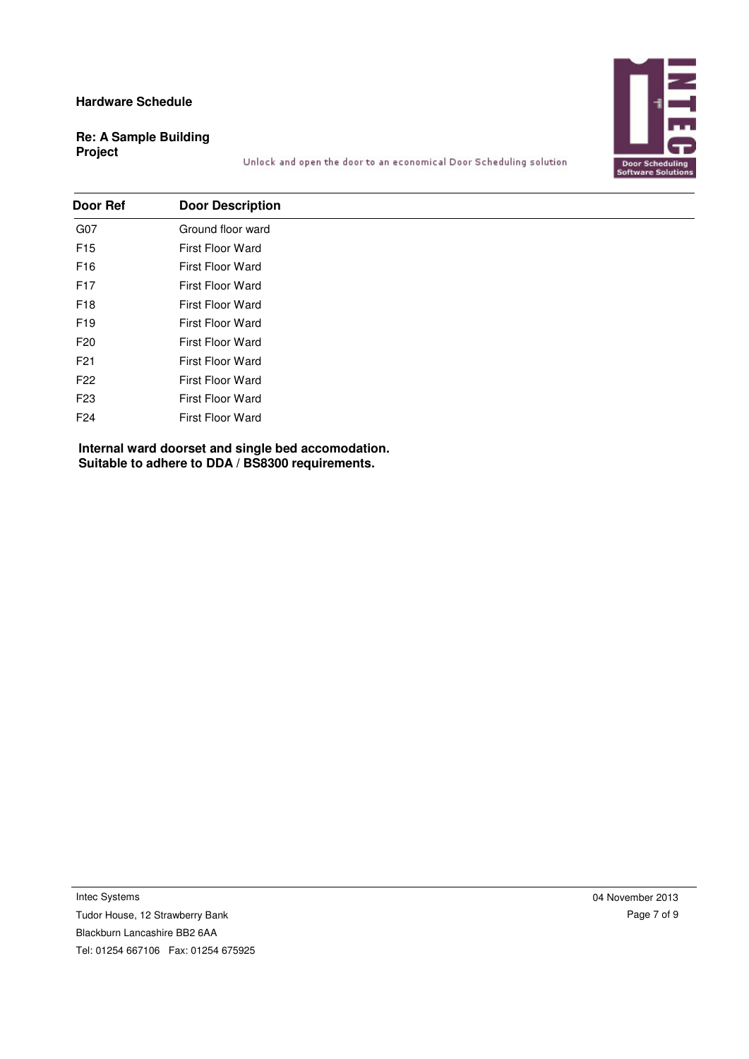**Hardware Schedule**

**Re: A Sample Building Project**

Unlock and open the door to an economical Door Scheduling solution

| Door Ref | Door Description |
| --- | --- |
| G07 | Ground floor ward |
| F15 | First Floor Ward |
| F16 | First Floor Ward |
| F17 | First Floor Ward |
| F18 | First Floor Ward |
| F19 | First Floor Ward |
| F20 | First Floor Ward |
| F21 | First Floor Ward |
| F22 | First Floor Ward |
| F23 | First Floor Ward |
| F24 | First Floor Ward |

**Internal ward doorset and single bed accomodation.**
**Suitable to adhere to DDA / BS8300 requirements.**

Intec Systems
Tudor House, 12 Strawberry Bank
Blackburn Lancashire BB2 6AA
Tel: 01254 667106 Fax: 01254 675925

04 November 2013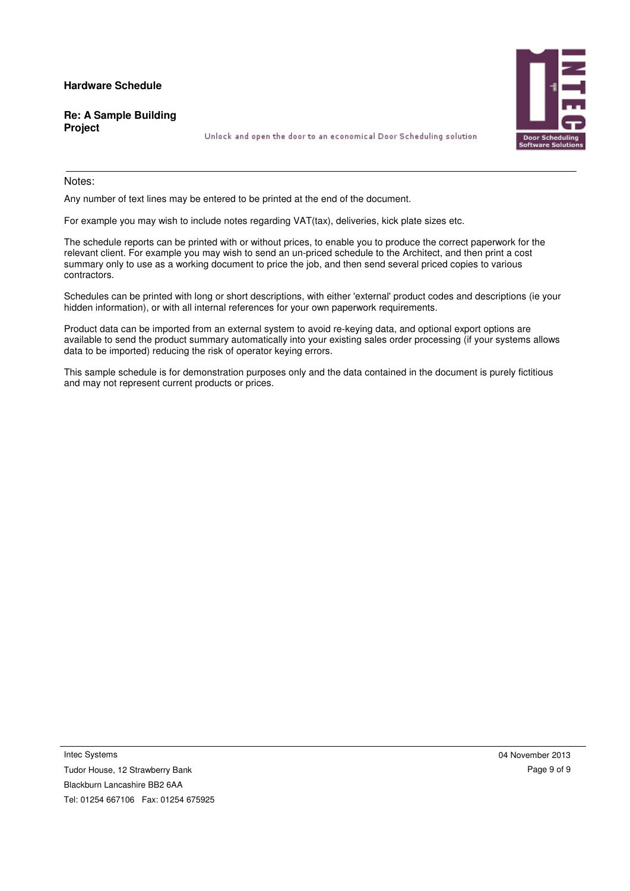Notes:

Any number of text lines may be entered to be printed at the end of the document.

For example you may wish to include notes regarding VAT(tax), deliveries, kick plate sizes etc.

The schedule reports can be printed with or without prices, to enable you to produce the correct paperwork for the relevant client. For example you may wish to send an un-priced schedule to the Architect, and then print a cost summary only to use as a working document to price the job, and then send several priced copies to various contractors.

Schedules can be printed with long or short descriptions, with either 'external' product codes and descriptions (ie your hidden information), or with all internal references for your own paperwork requirements.

Product data can be imported from an external system to avoid re-keying data, and optional export options are available to send the product summary automatically into your existing sales order processing (if your systems allows data to be imported) reducing the risk of operator keying errors.

This sample schedule is for demonstration purposes only and the data contained in the document is purely fictitious and may not represent current products or prices.